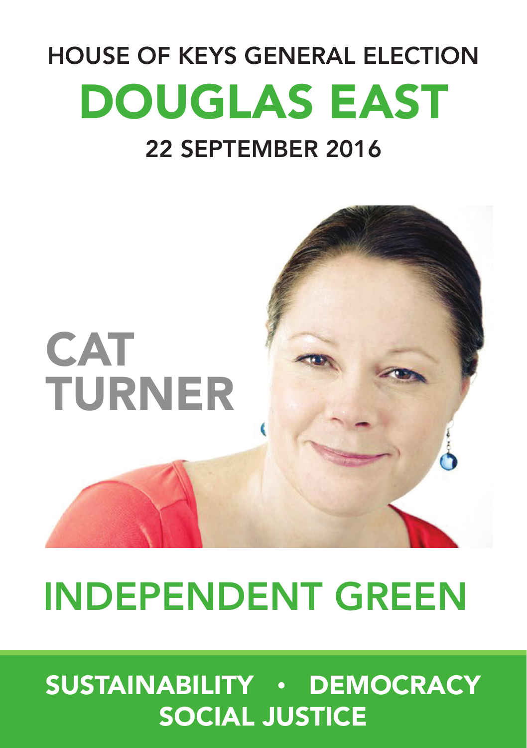# HOUSE OF KEYS GENERAL ELECTION

# DOUGLAS EAST

## 22 SEPTEMBER 2016

# CAT TURNER

# INDEPENDENT GREEN

**SUSTAINABILITY • DEMOCRACY**
**SOCIAL JUSTICE**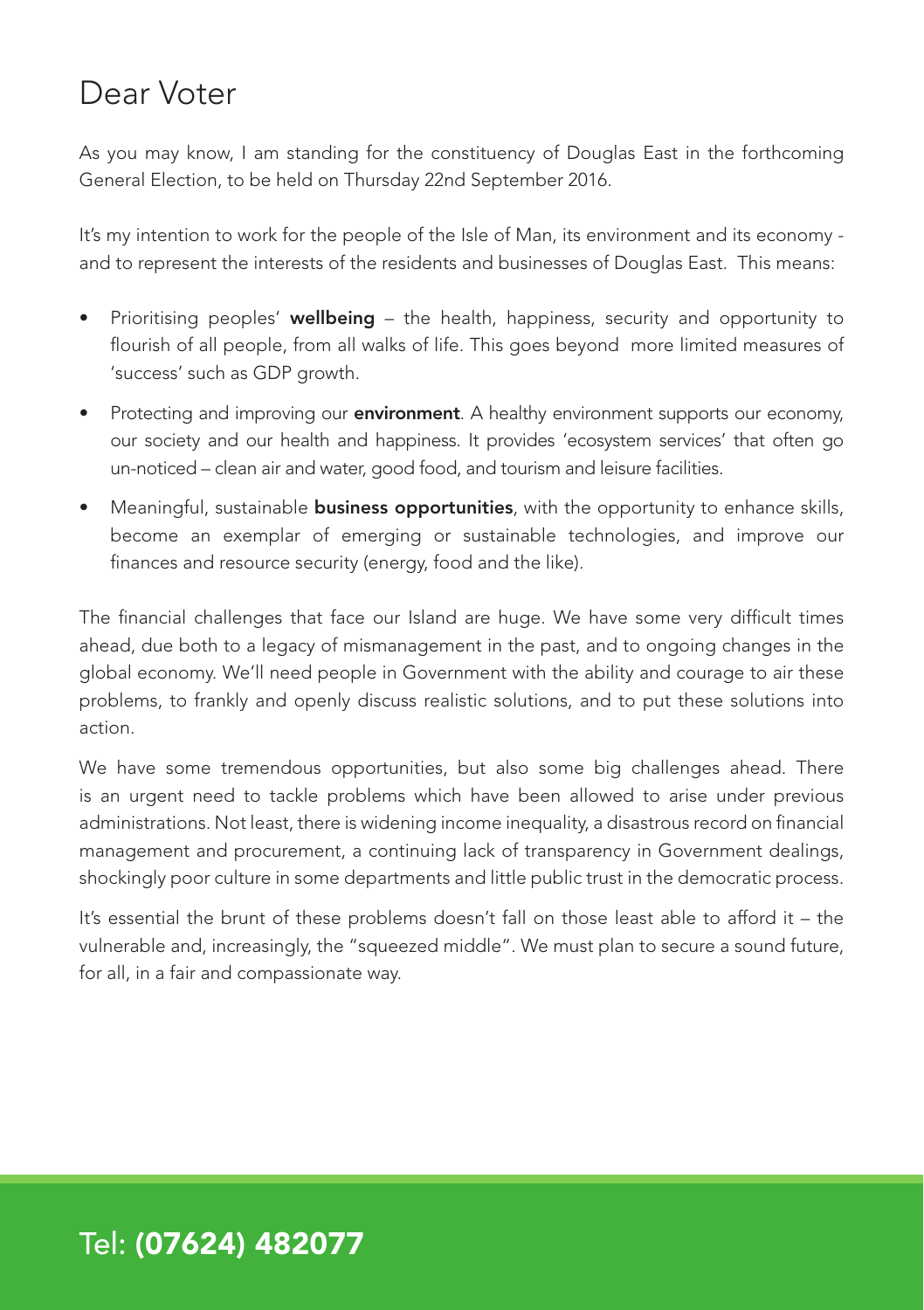# Dear Voter

As you may know, I am standing for the constituency of Douglas East in the forthcoming General Election, to be held on Thursday 22nd September 2016.

It's my intention to work for the people of the Isle of Man, its environment and its economy - and to represent the interests of the residents and businesses of Douglas East. This means:

- Prioritising peoples' **wellbeing** – the health, happiness, security and opportunity to flourish of all people, from all walks of life. This goes beyond more limited measures of 'success' such as GDP growth.
- Protecting and improving our **environment**. A healthy environment supports our economy, our society and our health and happiness. It provides 'ecosystem services' that often go un-noticed – clean air and water, good food, and tourism and leisure facilities.
- Meaningful, sustainable **business opportunities**, with the opportunity to enhance skills, become an exemplar of emerging or sustainable technologies, and improve our finances and resource security (energy, food and the like).

The financial challenges that face our Island are huge. We have some very difficult times ahead, due both to a legacy of mismanagement in the past, and to ongoing changes in the global economy. We'll need people in Government with the ability and courage to air these problems, to frankly and openly discuss realistic solutions, and to put these solutions into action.

We have some tremendous opportunities, but also some big challenges ahead. There is an urgent need to tackle problems which have been allowed to arise under previous administrations. Not least, there is widening income inequality, a disastrous record on financial management and procurement, a continuing lack of transparency in Government dealings, shockingly poor culture in some departments and little public trust in the democratic process.

It's essential the brunt of these problems doesn't fall on those least able to afford it – the vulnerable and, increasingly, the "squeezed middle". We must plan to secure a sound future, for all, in a fair and compassionate way.

Tel: **(07624) 482077**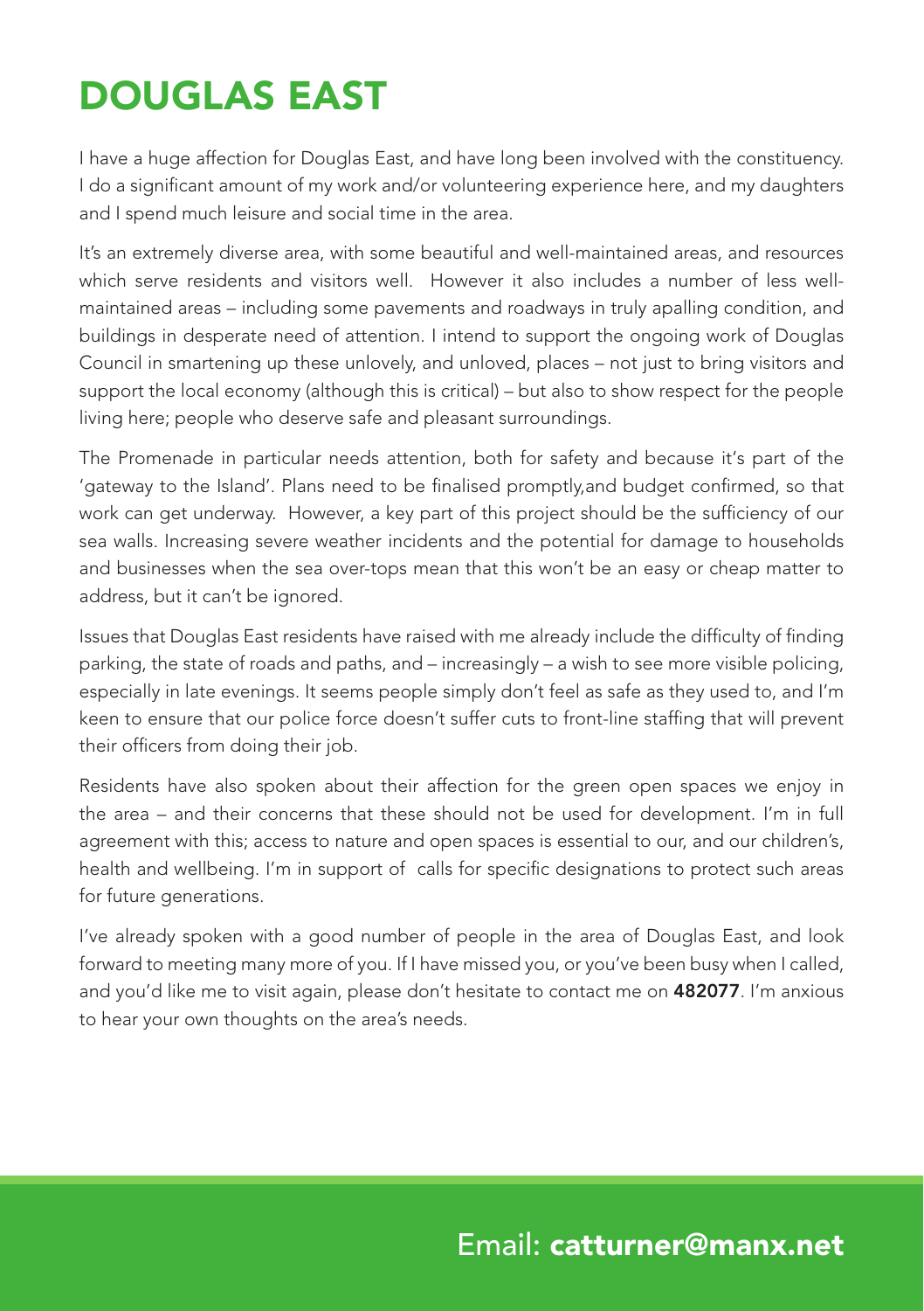# DOUGLAS EAST

I have a huge affection for Douglas East, and have long been involved with the constituency. I do a significant amount of my work and/or volunteering experience here, and my daughters and I spend much leisure and social time in the area.

It's an extremely diverse area, with some beautiful and well-maintained areas, and resources which serve residents and visitors well. However it also includes a number of less well-maintained areas – including some pavements and roadways in truly apalling condition, and buildings in desperate need of attention. I intend to support the ongoing work of Douglas Council in smartening up these unlovely, and unloved, places – not just to bring visitors and support the local economy (although this is critical) – but also to show respect for the people living here; people who deserve safe and pleasant surroundings.

The Promenade in particular needs attention, both for safety and because it's part of the 'gateway to the Island'. Plans need to be finalised promptly,and budget confirmed, so that work can get underway. However, a key part of this project should be the sufficiency of our sea walls. Increasing severe weather incidents and the potential for damage to households and businesses when the sea over-tops mean that this won't be an easy or cheap matter to address, but it can't be ignored.

Issues that Douglas East residents have raised with me already include the difficulty of finding parking, the state of roads and paths, and – increasingly – a wish to see more visible policing, especially in late evenings. It seems people simply don't feel as safe as they used to, and I'm keen to ensure that our police force doesn't suffer cuts to front-line staffing that will prevent their officers from doing their job.

Residents have also spoken about their affection for the green open spaces we enjoy in the area – and their concerns that these should not be used for development. I'm in full agreement with this; access to nature and open spaces is essential to our, and our children's, health and wellbeing. I'm in support of calls for specific designations to protect such areas for future generations.

I've already spoken with a good number of people in the area of Douglas East, and look forward to meeting many more of you. If I have missed you, or you've been busy when I called, and you'd like me to visit again, please don't hesitate to contact me on **482077**. I'm anxious to hear your own thoughts on the area's needs.

Email: **catturner@manx.net**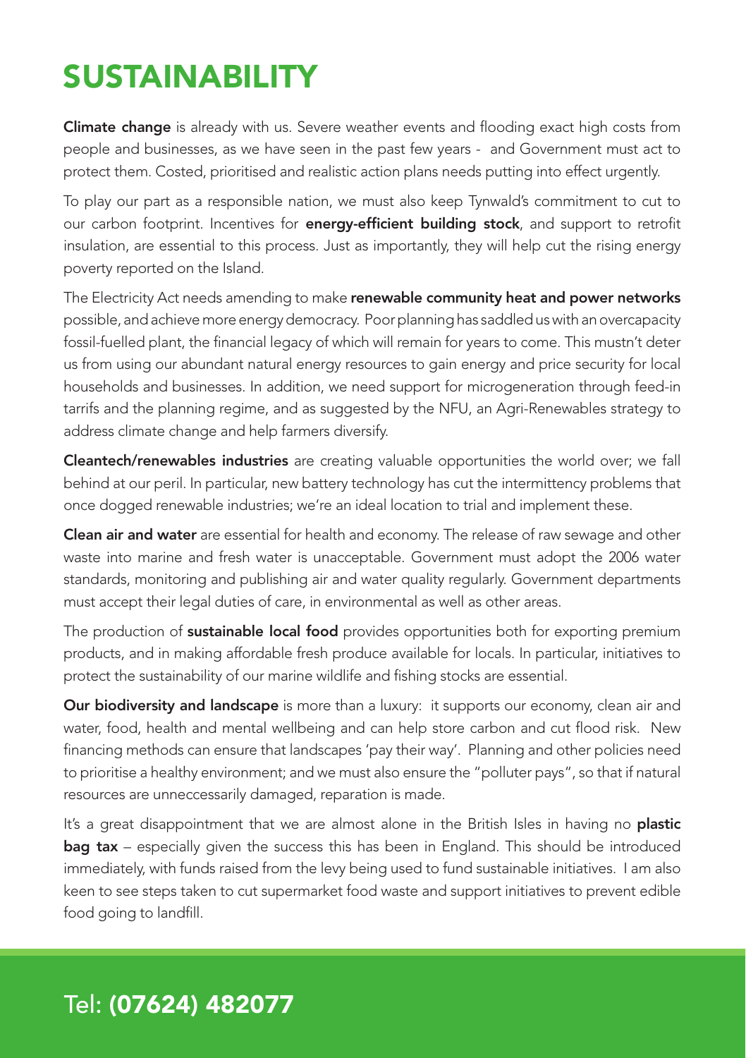# SUSTAINABILITY

**Climate change** is already with us. Severe weather events and flooding exact high costs from people and businesses, as we have seen in the past few years - and Government must act to protect them. Costed, prioritised and realistic action plans needs putting into effect urgently.

To play our part as a responsible nation, we must also keep Tynwald's commitment to cut to our carbon footprint. Incentives for **energy-efficient building stock**, and support to retrofit insulation, are essential to this process. Just as importantly, they will help cut the rising energy poverty reported on the Island.

The Electricity Act needs amending to make **renewable community heat and power networks** possible, and achieve more energy democracy. Poor planning has saddled us with an overcapacity fossil-fuelled plant, the financial legacy of which will remain for years to come. This mustn't deter us from using our abundant natural energy resources to gain energy and price security for local households and businesses. In addition, we need support for microgeneration through feed-in tarrifs and the planning regime, and as suggested by the NFU, an Agri-Renewables strategy to address climate change and help farmers diversify.

**Cleantech/renewables industries** are creating valuable opportunities the world over; we fall behind at our peril. In particular, new battery technology has cut the intermittency problems that once dogged renewable industries; we're an ideal location to trial and implement these.

**Clean air and water** are essential for health and economy. The release of raw sewage and other waste into marine and fresh water is unacceptable. Government must adopt the 2006 water standards, monitoring and publishing air and water quality regularly. Government departments must accept their legal duties of care, in environmental as well as other areas.

The production of **sustainable local food** provides opportunities both for exporting premium products, and in making affordable fresh produce available for locals. In particular, initiatives to protect the sustainability of our marine wildlife and fishing stocks are essential.

**Our biodiversity and landscape** is more than a luxury: it supports our economy, clean air and water, food, health and mental wellbeing and can help store carbon and cut flood risk. New financing methods can ensure that landscapes 'pay their way'. Planning and other policies need to prioritise a healthy environment; and we must also ensure the "polluter pays", so that if natural resources are unneccessarily damaged, reparation is made.

It's a great disappointment that we are almost alone in the British Isles in having no **plastic bag tax** – especially given the success this has been in England. This should be introduced immediately, with funds raised from the levy being used to fund sustainable initiatives. I am also keen to see steps taken to cut supermarket food waste and support initiatives to prevent edible food going to landfill.

Tel: **(07624) 482077**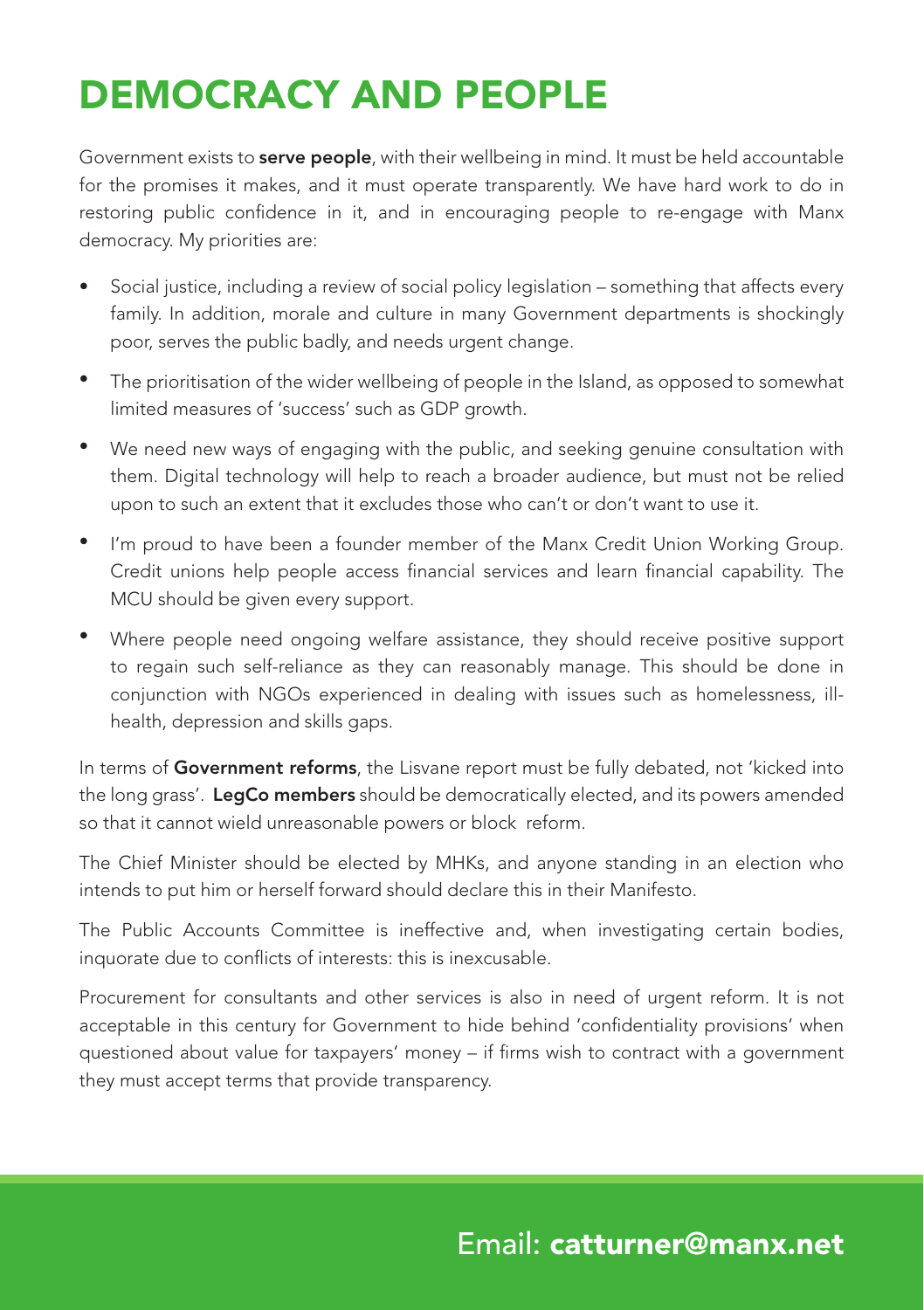# DEMOCRACY AND PEOPLE

Government exists to **serve people**, with their wellbeing in mind. It must be held accountable for the promises it makes, and it must operate transparently. We have hard work to do in restoring public confidence in it, and in encouraging people to re-engage with Manx democracy. My priorities are:

- Social justice, including a review of social policy legislation – something that affects every family. In addition, morale and culture in many Government departments is shockingly poor, serves the public badly, and needs urgent change.
- The prioritisation of the wider wellbeing of people in the Island, as opposed to somewhat limited measures of 'success' such as GDP growth.
- We need new ways of engaging with the public, and seeking genuine consultation with them. Digital technology will help to reach a broader audience, but must not be relied upon to such an extent that it excludes those who can't or don't want to use it.
- I'm proud to have been a founder member of the Manx Credit Union Working Group. Credit unions help people access financial services and learn financial capability. The MCU should be given every support.
- Where people need ongoing welfare assistance, they should receive positive support to regain such self-reliance as they can reasonably manage. This should be done in conjunction with NGOs experienced in dealing with issues such as homelessness, ill-health, depression and skills gaps.

In terms of **Government reforms**, the Lisvane report must be fully debated, not 'kicked into the long grass'. **LegCo members** should be democratically elected, and its powers amended so that it cannot wield unreasonable powers or block reform.

The Chief Minister should be elected by MHKs, and anyone standing in an election who intends to put him or herself forward should declare this in their Manifesto.

The Public Accounts Committee is ineffective and, when investigating certain bodies, inquorate due to conflicts of interests: this is inexcusable.

Procurement for consultants and other services is also in need of urgent reform. It is not acceptable in this century for Government to hide behind 'confidentiality provisions' when questioned about value for taxpayers' money – if firms wish to contract with a government they must accept terms that provide transparency.

Email: **catturner@manx.net**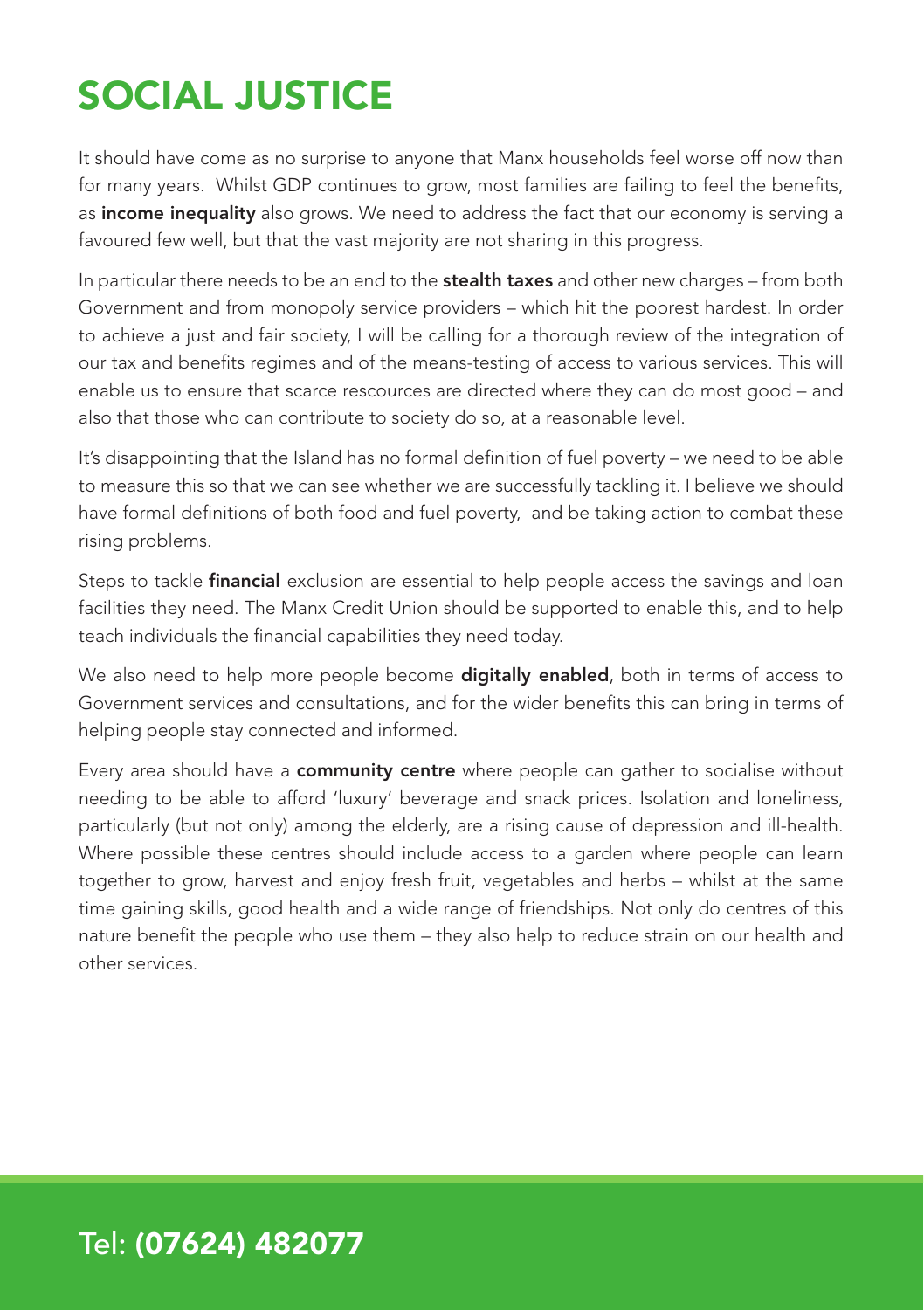# SOCIAL JUSTICE

It should have come as no surprise to anyone that Manx households feel worse off now than for many years. Whilst GDP continues to grow, most families are failing to feel the benefits, as **income inequality** also grows. We need to address the fact that our economy is serving a favoured few well, but that the vast majority are not sharing in this progress.

In particular there needs to be an end to the **stealth taxes** and other new charges – from both Government and from monopoly service providers – which hit the poorest hardest. In order to achieve a just and fair society, I will be calling for a thorough review of the integration of our tax and benefits regimes and of the means-testing of access to various services. This will enable us to ensure that scarce rescources are directed where they can do most good – and also that those who can contribute to society do so, at a reasonable level.

It's disappointing that the Island has no formal definition of fuel poverty – we need to be able to measure this so that we can see whether we are successfully tackling it. I believe we should have formal definitions of both food and fuel poverty, and be taking action to combat these rising problems.

Steps to tackle **financial** exclusion are essential to help people access the savings and loan facilities they need. The Manx Credit Union should be supported to enable this, and to help teach individuals the financial capabilities they need today.

We also need to help more people become **digitally enabled**, both in terms of access to Government services and consultations, and for the wider benefits this can bring in terms of helping people stay connected and informed.

Every area should have a **community centre** where people can gather to socialise without needing to be able to afford 'luxury' beverage and snack prices. Isolation and loneliness, particularly (but not only) among the elderly, are a rising cause of depression and ill-health. Where possible these centres should include access to a garden where people can learn together to grow, harvest and enjoy fresh fruit, vegetables and herbs – whilst at the same time gaining skills, good health and a wide range of friendships. Not only do centres of this nature benefit the people who use them – they also help to reduce strain on our health and other services.

Tel: **(07624) 482077**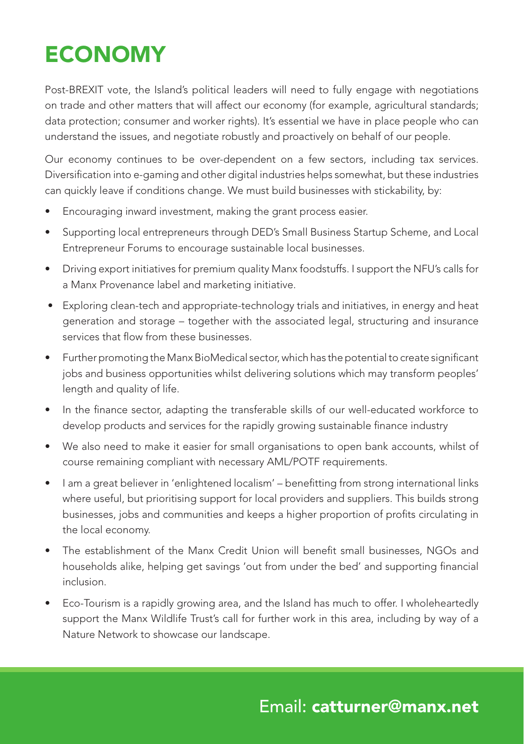# ECONOMY

Post-BREXIT vote, the Island's political leaders will need to fully engage with negotiations on trade and other matters that will affect our economy (for example, agricultural standards; data protection; consumer and worker rights). It's essential we have in place people who can understand the issues, and negotiate robustly and proactively on behalf of our people.

Our economy continues to be over-dependent on a few sectors, including tax services. Diversification into e-gaming and other digital industries helps somewhat, but these industries can quickly leave if conditions change. We must build businesses with stickability, by:

- Encouraging inward investment, making the grant process easier.
- Supporting local entrepreneurs through DED's Small Business Startup Scheme, and Local Entrepreneur Forums to encourage sustainable local businesses.
- Driving export initiatives for premium quality Manx foodstuffs. I support the NFU's calls for a Manx Provenance label and marketing initiative.
- Exploring clean-tech and appropriate-technology trials and initiatives, in energy and heat generation and storage – together with the associated legal, structuring and insurance services that flow from these businesses.
- Further promoting the Manx BioMedical sector, which has the potential to create significant jobs and business opportunities whilst delivering solutions which may transform peoples' length and quality of life.
- In the finance sector, adapting the transferable skills of our well-educated workforce to develop products and services for the rapidly growing sustainable finance industry
- We also need to make it easier for small organisations to open bank accounts, whilst of course remaining compliant with necessary AML/POTF requirements.
- I am a great believer in 'enlightened localism' – benefitting from strong international links where useful, but prioritising support for local providers and suppliers. This builds strong businesses, jobs and communities and keeps a higher proportion of profits circulating in the local economy.
- The establishment of the Manx Credit Union will benefit small businesses, NGOs and households alike, helping get savings 'out from under the bed' and supporting financial inclusion.
- Eco-Tourism is a rapidly growing area, and the Island has much to offer. I wholeheartedly support the Manx Wildlife Trust's call for further work in this area, including by way of a Nature Network to showcase our landscape.

Email: **catturner@manx.net**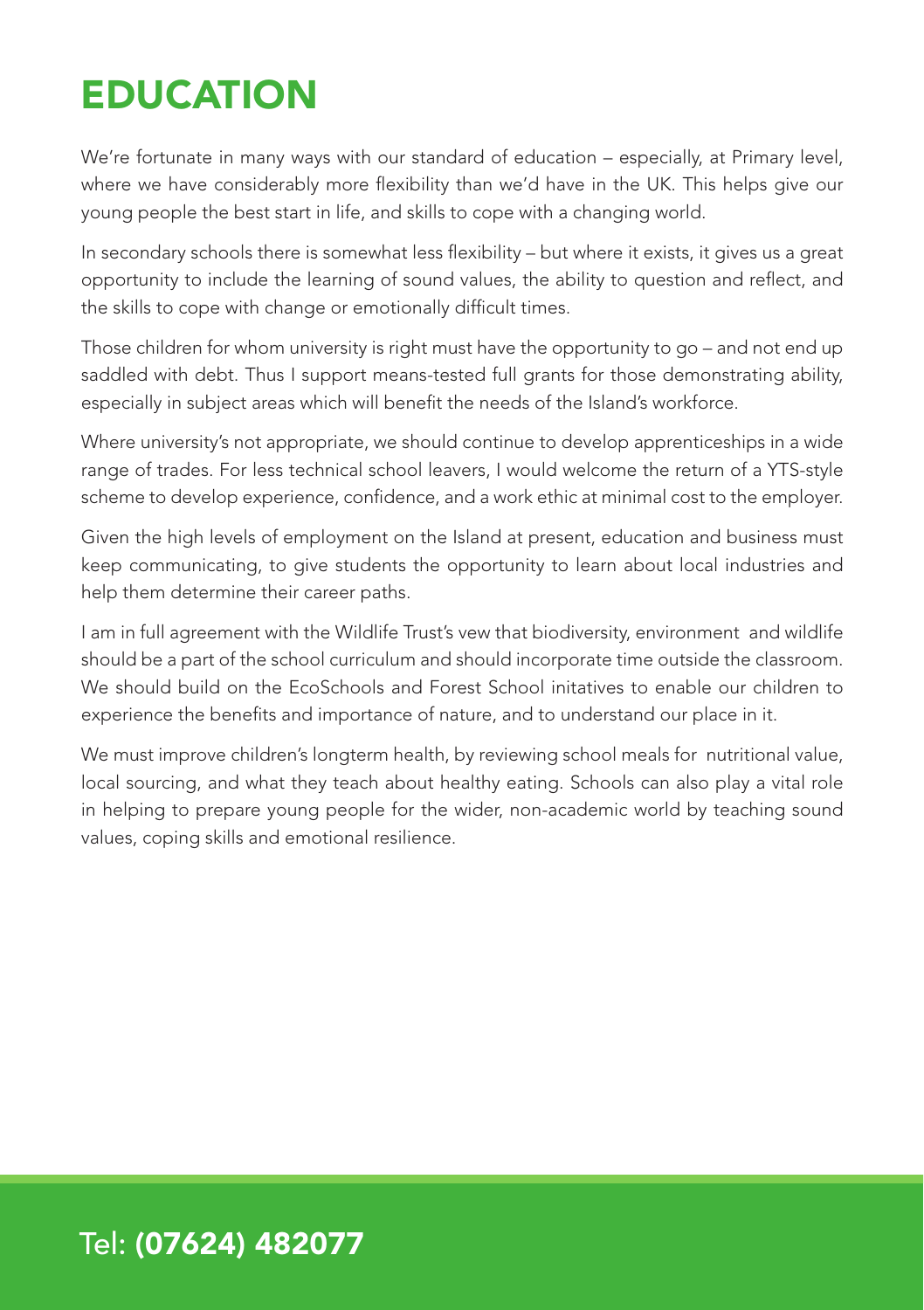# EDUCATION

We're fortunate in many ways with our standard of education – especially, at Primary level, where we have considerably more flexibility than we'd have in the UK. This helps give our young people the best start in life, and skills to cope with a changing world.

In secondary schools there is somewhat less flexibility – but where it exists, it gives us a great opportunity to include the learning of sound values, the ability to question and reflect, and the skills to cope with change or emotionally difficult times.

Those children for whom university is right must have the opportunity to go – and not end up saddled with debt. Thus I support means-tested full grants for those demonstrating ability, especially in subject areas which will benefit the needs of the Island's workforce.

Where university's not appropriate, we should continue to develop apprenticeships in a wide range of trades. For less technical school leavers, I would welcome the return of a YTS-style scheme to develop experience, confidence, and a work ethic at minimal cost to the employer.

Given the high levels of employment on the Island at present, education and business must keep communicating, to give students the opportunity to learn about local industries and help them determine their career paths.

I am in full agreement with the Wildlife Trust's vew that biodiversity, environment and wildlife should be a part of the school curriculum and should incorporate time outside the classroom. We should build on the EcoSchools and Forest School initatives to enable our children to experience the benefits and importance of nature, and to understand our place in it.

We must improve children's longterm health, by reviewing school meals for nutritional value, local sourcing, and what they teach about healthy eating. Schools can also play a vital role in helping to prepare young people for the wider, non-academic world by teaching sound values, coping skills and emotional resilience.

Tel: **(07624) 482077**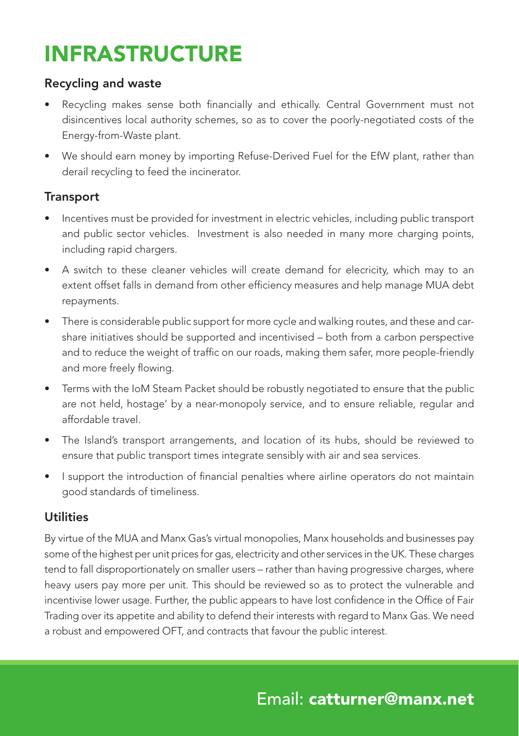# INFRASTRUCTURE

## Recycling and waste

- Recycling makes sense both financially and ethically. Central Government must not disincentives local authority schemes, so as to cover the poorly-negotiated costs of the Energy-from-Waste plant.
- We should earn money by importing Refuse-Derived Fuel for the EfW plant, rather than derail recycling to feed the incinerator.

## Transport

- Incentives must be provided for investment in electric vehicles, including public transport and public sector vehicles. Investment is also needed in many more charging points, including rapid chargers.
- A switch to these cleaner vehicles will create demand for elecricity, which may to an extent offset falls in demand from other efficiency measures and help manage MUA debt repayments.
- There is considerable public support for more cycle and walking routes, and these and car-share initiatives should be supported and incentivised – both from a carbon perspective and to reduce the weight of traffic on our roads, making them safer, more people-friendly and more freely flowing.
- Terms with the IoM Steam Packet should be robustly negotiated to ensure that the public are not held, hostage' by a near-monopoly service, and to ensure reliable, regular and affordable travel.
- The Island's transport arrangements, and location of its hubs, should be reviewed to ensure that public transport times integrate sensibly with air and sea services.
- I support the introduction of financial penalties where airline operators do not maintain good standards of timeliness.

## Utilities

By virtue of the MUA and Manx Gas's virtual monopolies, Manx households and businesses pay some of the highest per unit prices for gas, electricity and other services in the UK. These charges tend to fall disproportionately on smaller users – rather than having progressive charges, where heavy users pay more per unit. This should be reviewed so as to protect the vulnerable and incentivise lower usage. Further, the public appears to have lost confidence in the Office of Fair Trading over its appetite and ability to defend their interests with regard to Manx Gas. We need a robust and empowered OFT, and contracts that favour the public interest.

Email: **catturner@manx.net**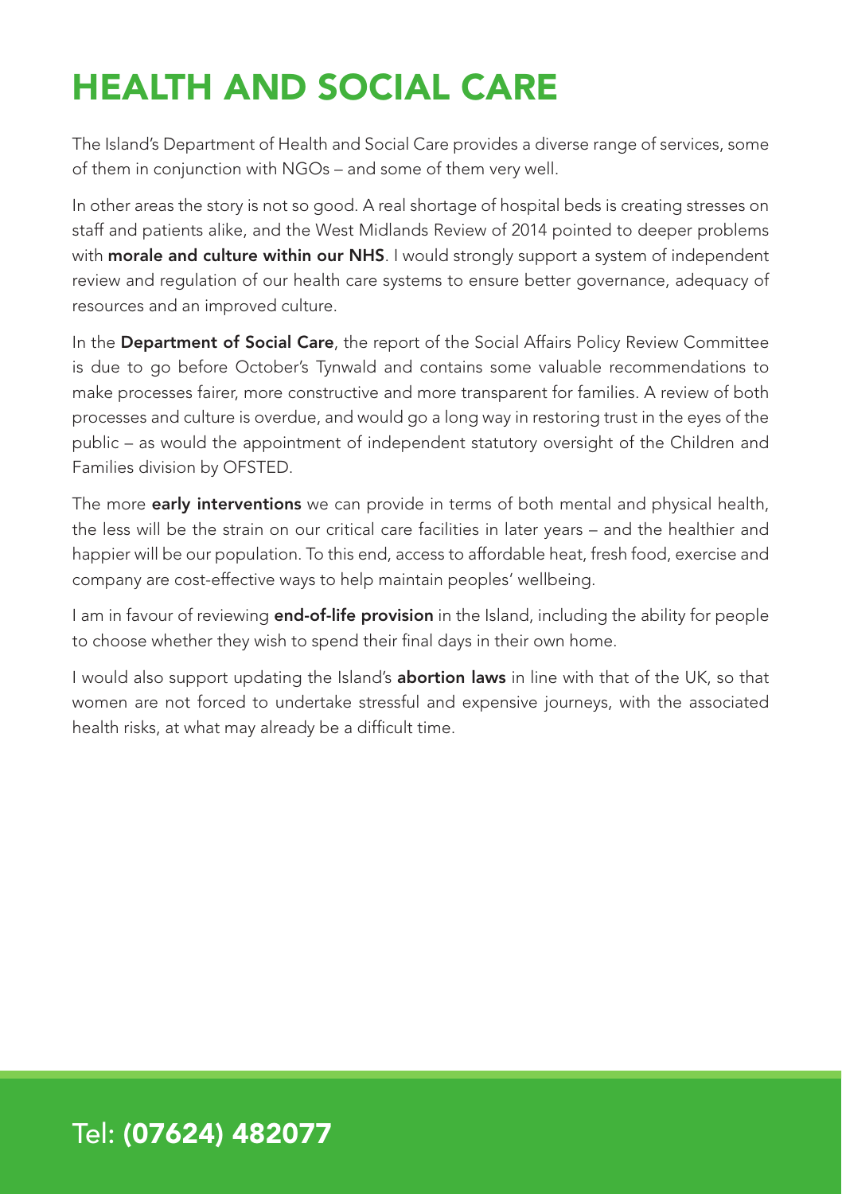# HEALTH AND SOCIAL CARE

The Island's Department of Health and Social Care provides a diverse range of services, some of them in conjunction with NGOs – and some of them very well.

In other areas the story is not so good. A real shortage of hospital beds is creating stresses on staff and patients alike, and the West Midlands Review of 2014 pointed to deeper problems with **morale and culture within our NHS**. I would strongly support a system of independent review and regulation of our health care systems to ensure better governance, adequacy of resources and an improved culture.

In the **Department of Social Care**, the report of the Social Affairs Policy Review Committee is due to go before October's Tynwald and contains some valuable recommendations to make processes fairer, more constructive and more transparent for families. A review of both processes and culture is overdue, and would go a long way in restoring trust in the eyes of the public – as would the appointment of independent statutory oversight of the Children and Families division by OFSTED.

The more **early interventions** we can provide in terms of both mental and physical health, the less will be the strain on our critical care facilities in later years – and the healthier and happier will be our population. To this end, access to affordable heat, fresh food, exercise and company are cost-effective ways to help maintain peoples' wellbeing.

I am in favour of reviewing **end-of-life provision** in the Island, including the ability for people to choose whether they wish to spend their final days in their own home.

I would also support updating the Island's **abortion laws** in line with that of the UK, so that women are not forced to undertake stressful and expensive journeys, with the associated health risks, at what may already be a difficult time.

Tel: **(07624) 482077**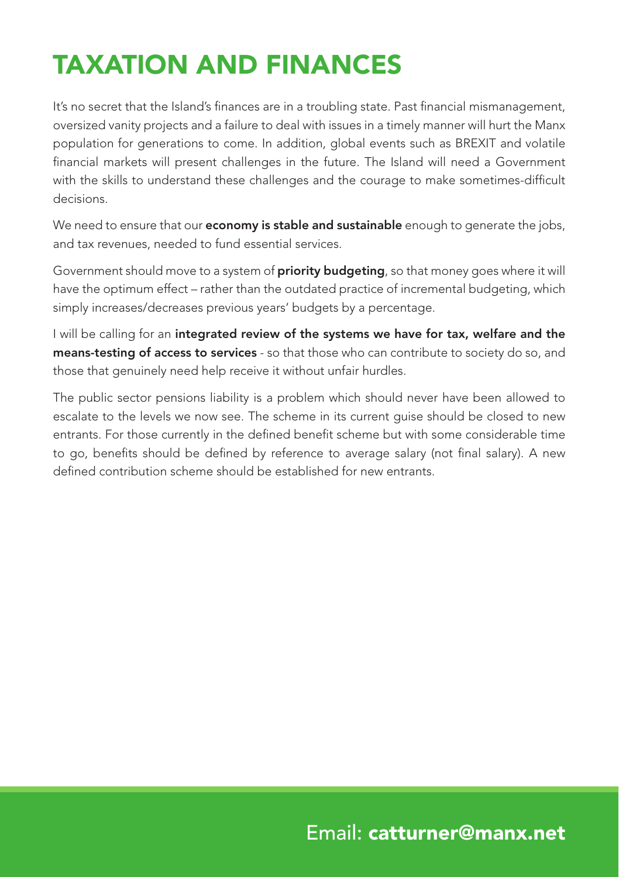# TAXATION AND FINANCES

It's no secret that the Island's finances are in a troubling state. Past financial mismanagement, oversized vanity projects and a failure to deal with issues in a timely manner will hurt the Manx population for generations to come. In addition, global events such as BREXIT and volatile financial markets will present challenges in the future. The Island will need a Government with the skills to understand these challenges and the courage to make sometimes-difficult decisions.

We need to ensure that our **economy is stable and sustainable** enough to generate the jobs, and tax revenues, needed to fund essential services.

Government should move to a system of **priority budgeting**, so that money goes where it will have the optimum effect – rather than the outdated practice of incremental budgeting, which simply increases/decreases previous years' budgets by a percentage.

I will be calling for an **integrated review of the systems we have for tax, welfare and the means-testing of access to services** - so that those who can contribute to society do so, and those that genuinely need help receive it without unfair hurdles.

The public sector pensions liability is a problem which should never have been allowed to escalate to the levels we now see. The scheme in its current guise should be closed to new entrants. For those currently in the defined benefit scheme but with some considerable time to go, benefits should be defined by reference to average salary (not final salary). A new defined contribution scheme should be established for new entrants.

Email: **catturner@manx.net**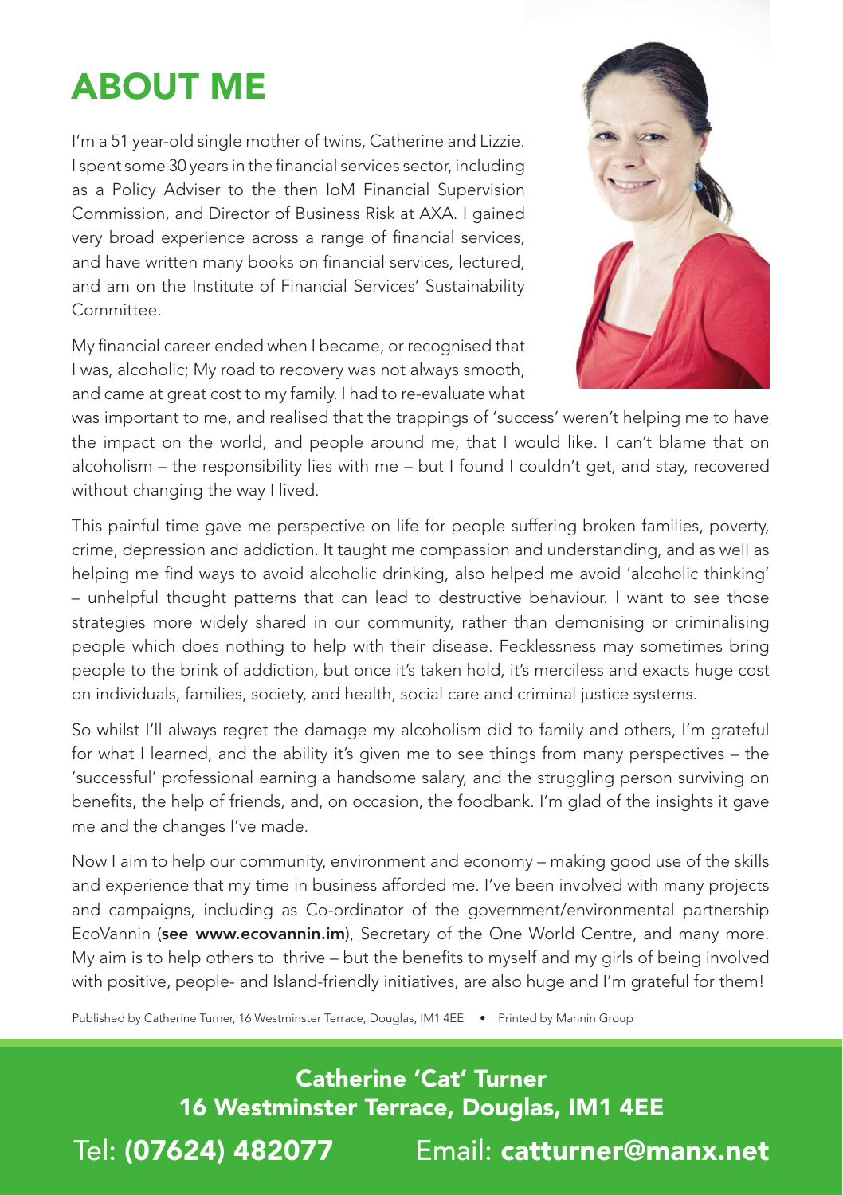# ABOUT ME

I'm a 51 year-old single mother of twins, Catherine and Lizzie. I spent some 30 years in the financial services sector, including as a Policy Adviser to the then IoM Financial Supervision Commission, and Director of Business Risk at AXA. I gained very broad experience across a range of financial services, and have written many books on financial services, lectured, and am on the Institute of Financial Services' Sustainability Committee.

My financial career ended when I became, or recognised that I was, alcoholic; My road to recovery was not always smooth, and came at great cost to my family. I had to re-evaluate what was important to me, and realised that the trappings of 'success' weren't helping me to have the impact on the world, and people around me, that I would like. I can't blame that on alcoholism – the responsibility lies with me – but I found I couldn't get, and stay, recovered without changing the way I lived.

This painful time gave me perspective on life for people suffering broken families, poverty, crime, depression and addiction. It taught me compassion and understanding, and as well as helping me find ways to avoid alcoholic drinking, also helped me avoid 'alcoholic thinking' – unhelpful thought patterns that can lead to destructive behaviour. I want to see those strategies more widely shared in our community, rather than demonising or criminalising people which does nothing to help with their disease. Fecklessness may sometimes bring people to the brink of addiction, but once it's taken hold, it's merciless and exacts huge cost on individuals, families, society, and health, social care and criminal justice systems.

So whilst I'll always regret the damage my alcoholism did to family and others, I'm grateful for what I learned, and the ability it's given me to see things from many perspectives – the 'successful' professional earning a handsome salary, and the struggling person surviving on benefits, the help of friends, and, on occasion, the foodbank. I'm glad of the insights it gave me and the changes I've made.

Now I aim to help our community, environment and economy – making good use of the skills and experience that my time in business afforded me. I've been involved with many projects and campaigns, including as Co-ordinator of the government/environmental partnership EcoVannin (**see www.ecovannin.im**), Secretary of the One World Centre, and many more. My aim is to help others to thrive – but the benefits to myself and my girls of being involved with positive, people- and Island-friendly initiatives, are also huge and I'm grateful for them!

Published by Catherine Turner, 16 Westminster Terrace, Douglas, IM1 4EE • Printed by Mannin Group

**Catherine 'Cat' Turner**
**16 Westminster Terrace, Douglas, IM1 4EE**

Tel: **(07624) 482077** Email: **catturner@manx.net**